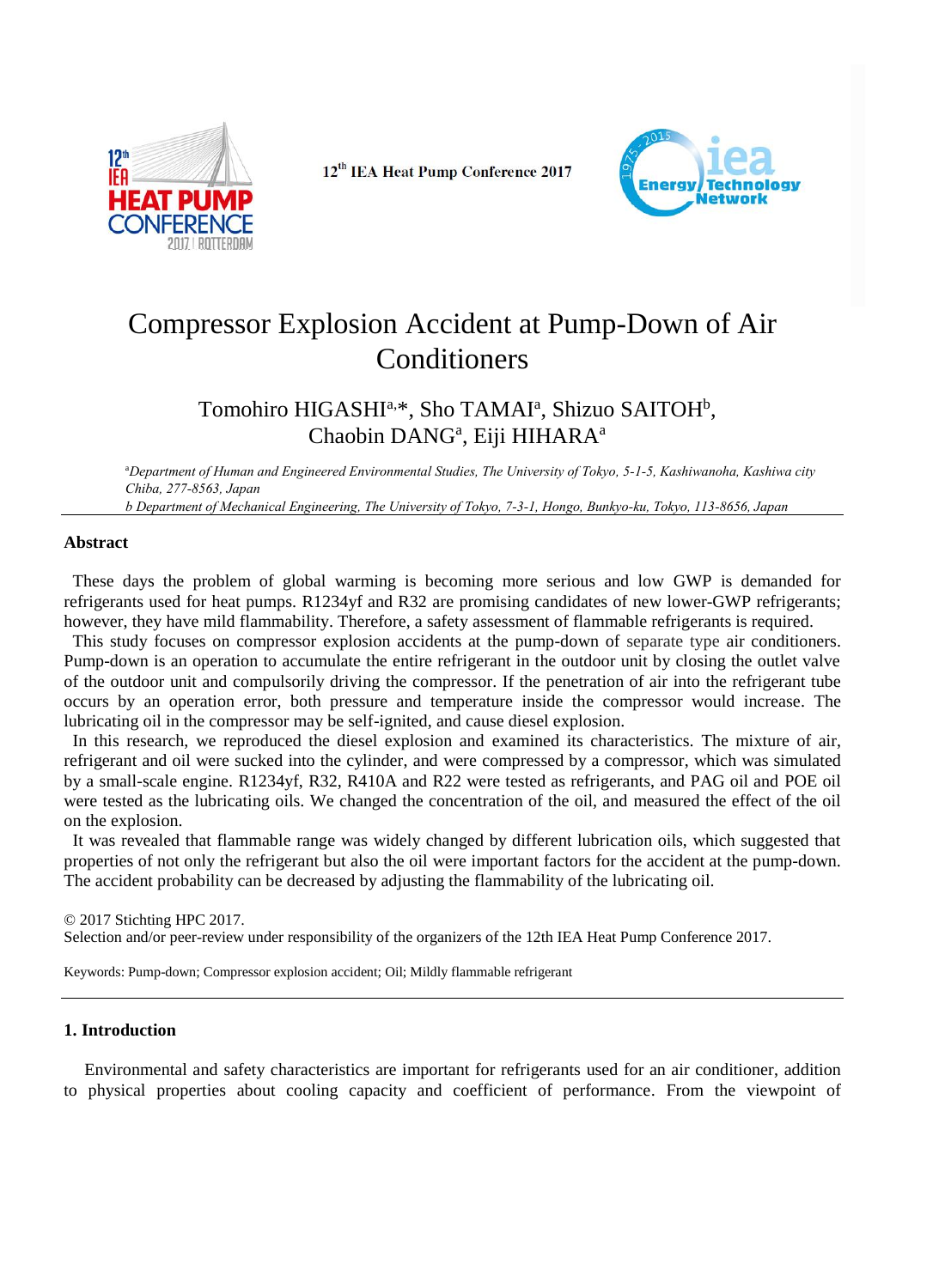12th IEA Heat Pump Conference 2017

# Compressor Explosion Accident at Pump-Down of Air Conditioners

Tomohiro HIGASHI[a,*], Sho TAMAI[a], Shizuo SAITOH[b], Chaobin DANG[a], Eiji HIHARA[a]

*[a]Department of Human and Engineered Environmental Studies, The University of Tokyo, 5-1-5, Kashiwanoha, Kashiwa city Chiba, 277-8563, Japan*
*b Department of Mechanical Engineering, The University of Tokyo, 7-3-1, Hongo, Bunkyo-ku, Tokyo, 113-8656, Japan*

## Abstract

These days the problem of global warming is becoming more serious and low GWP is demanded for refrigerants used for heat pumps. R1234yf and R32 are promising candidates of new lower-GWP refrigerants; however, they have mild flammability. Therefore, a safety assessment of flammable refrigerants is required.

This study focuses on compressor explosion accidents at the pump-down of separate type air conditioners. Pump-down is an operation to accumulate the entire refrigerant in the outdoor unit by closing the outlet valve of the outdoor unit and compulsorily driving the compressor. If the penetration of air into the refrigerant tube occurs by an operation error, both pressure and temperature inside the compressor would increase. The lubricating oil in the compressor may be self-ignited, and cause diesel explosion.

In this research, we reproduced the diesel explosion and examined its characteristics. The mixture of air, refrigerant and oil were sucked into the cylinder, and were compressed by a compressor, which was simulated by a small-scale engine. R1234yf, R32, R410A and R22 were tested as refrigerants, and PAG oil and POE oil were tested as the lubricating oils. We changed the concentration of the oil, and measured the effect of the oil on the explosion.

It was revealed that flammable range was widely changed by different lubrication oils, which suggested that properties of not only the refrigerant but also the oil were important factors for the accident at the pump-down. The accident probability can be decreased by adjusting the flammability of the lubricating oil.

© 2017 Stichting HPC 2017.
Selection and/or peer-review under responsibility of the organizers of the 12th IEA Heat Pump Conference 2017.

Keywords: Pump-down; Compressor explosion accident; Oil; Mildly flammable refrigerant

## 1. Introduction

Environmental and safety characteristics are important for refrigerants used for an air conditioner, addition to physical properties about cooling capacity and coefficient of performance. From the viewpoint of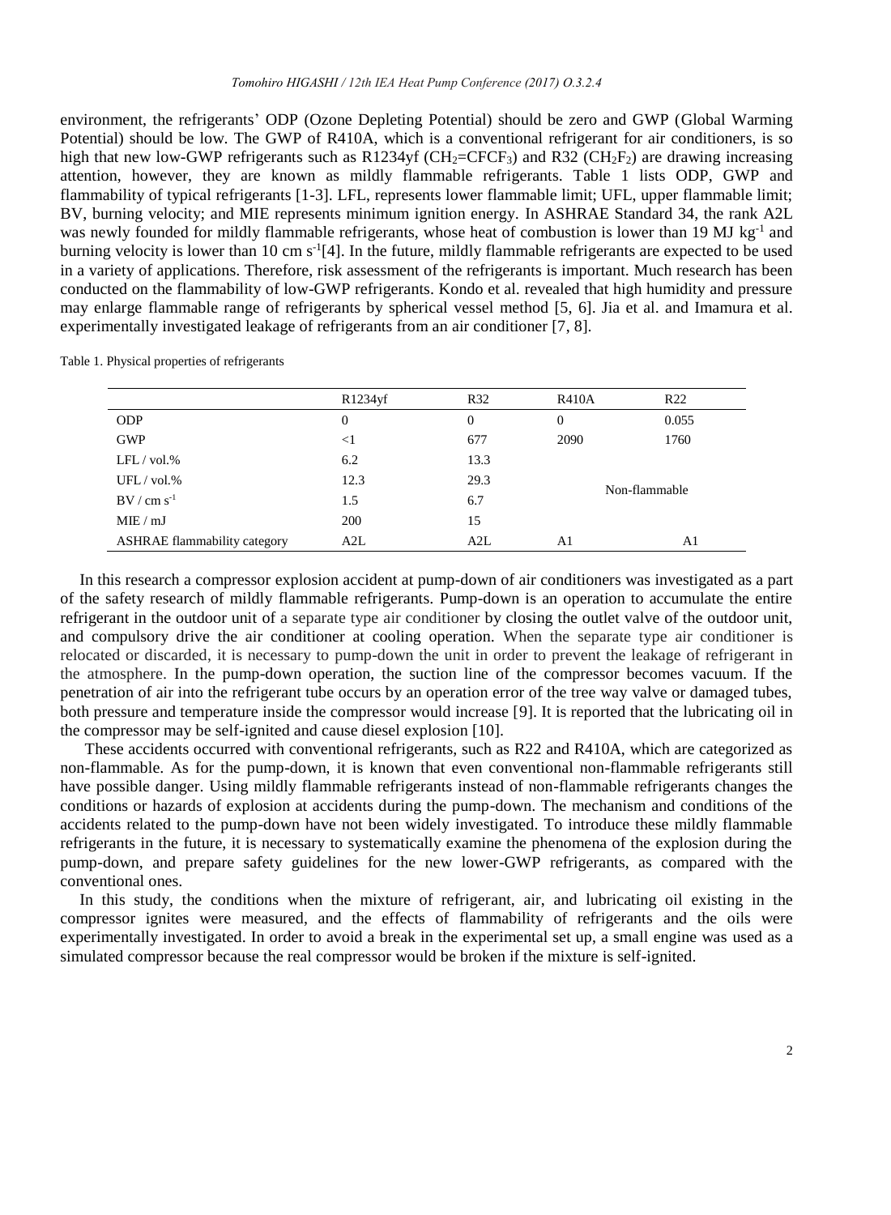environment, the refrigerants' ODP (Ozone Depleting Potential) should be zero and GWP (Global Warming Potential) should be low. The GWP of R410A, which is a conventional refrigerant for air conditioners, is so high that new low-GWP refrigerants such as R1234yf ($CH_2$=$CFCF_3$) and R32 ($CH_2F_2$) are drawing increasing attention, however, they are known as mildly flammable refrigerants. Table 1 lists ODP, GWP and flammability of typical refrigerants [1-3]. LFL, represents lower flammable limit; UFL, upper flammable limit; BV, burning velocity; and MIE represents minimum ignition energy. In ASHRAE Standard 34, the rank A2L was newly founded for mildly flammable refrigerants, whose heat of combustion is lower than 19 MJ $kg^{-1}$ and burning velocity is lower than 10 cm $s^{-1}$[4]. In the future, mildly flammable refrigerants are expected to be used in a variety of applications. Therefore, risk assessment of the refrigerants is important. Much research has been conducted on the flammability of low-GWP refrigerants. Kondo et al. revealed that high humidity and pressure may enlarge flammable range of refrigerants by spherical vessel method [5, 6]. Jia et al. and Imamura et al. experimentally investigated leakage of refrigerants from an air conditioner [7, 8].

Table 1. Physical properties of refrigerants

| | R1234yf | R32 | R410A | R22 |
|---|---|---|---|---|
| ODP | 0 | 0 | 0 | 0.055 |
| GWP | <1 | 677 | 2090 | 1760 |
| LFL / vol.% | 6.2 | 13.3 | Non-flammable | |
| UFL / vol.% | 12.3 | 29.3 | | |
| BV / cm $s^{-1}$ | 1.5 | 6.7 | | |
| MIE / mJ | 200 | 15 | | |
| ASHRAE flammability category | A2L | A2L | A1 | A1 |

In this research a compressor explosion accident at pump-down of air conditioners was investigated as a part of the safety research of mildly flammable refrigerants. Pump-down is an operation to accumulate the entire refrigerant in the outdoor unit of a separate type air conditioner by closing the outlet valve of the outdoor unit, and compulsory drive the air conditioner at cooling operation. When the separate type air conditioner is relocated or discarded, it is necessary to pump-down the unit in order to prevent the leakage of refrigerant in the atmosphere. In the pump-down operation, the suction line of the compressor becomes vacuum. If the penetration of air into the refrigerant tube occurs by an operation error of the tree way valve or damaged tubes, both pressure and temperature inside the compressor would increase [9]. It is reported that the lubricating oil in the compressor may be self-ignited and cause diesel explosion [10].

These accidents occurred with conventional refrigerants, such as R22 and R410A, which are categorized as non-flammable. As for the pump-down, it is known that even conventional non-flammable refrigerants still have possible danger. Using mildly flammable refrigerants instead of non-flammable refrigerants changes the conditions or hazards of explosion at accidents during the pump-down. The mechanism and conditions of the accidents related to the pump-down have not been widely investigated. To introduce these mildly flammable refrigerants in the future, it is necessary to systematically examine the phenomena of the explosion during the pump-down, and prepare safety guidelines for the new lower-GWP refrigerants, as compared with the conventional ones.

In this study, the conditions when the mixture of refrigerant, air, and lubricating oil existing in the compressor ignites were measured, and the effects of flammability of refrigerants and the oils were experimentally investigated. In order to avoid a break in the experimental set up, a small engine was used as a simulated compressor because the real compressor would be broken if the mixture is self-ignited.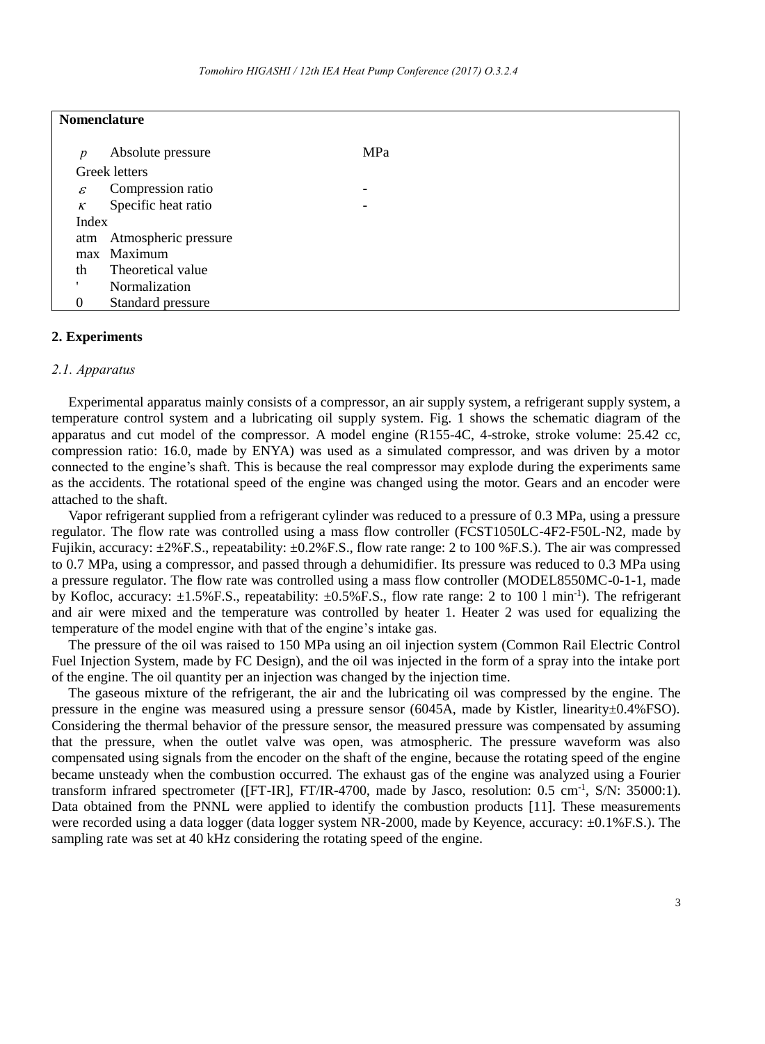**Nomenclature**

| | | |
|---|---|---|
| $p$ | Absolute pressure | MPa |
| Greek letters | | |
| $\varepsilon$ | Compression ratio | - |
| $\kappa$ | Specific heat ratio | - |
| Index | | |
| atm | Atmospheric pressure | |
| max | Maximum | |
| th | Theoretical value | |
| ' | Normalization | |
| 0 | Standard pressure | |

## 2. Experiments

### *2.1. Apparatus*

Experimental apparatus mainly consists of a compressor, an air supply system, a refrigerant supply system, a temperature control system and a lubricating oil supply system. Fig. 1 shows the schematic diagram of the apparatus and cut model of the compressor. A model engine (R155-4C, 4-stroke, stroke volume: 25.42 cc, compression ratio: 16.0, made by ENYA) was used as a simulated compressor, and was driven by a motor connected to the engine's shaft. This is because the real compressor may explode during the experiments same as the accidents. The rotational speed of the engine was changed using the motor. Gears and an encoder were attached to the shaft.

Vapor refrigerant supplied from a refrigerant cylinder was reduced to a pressure of 0.3 MPa, using a pressure regulator. The flow rate was controlled using a mass flow controller (FCST1050LC-4F2-F50L-N2, made by Fujikin, accuracy: ±2%F.S., repeatability: ±0.2%F.S., flow rate range: 2 to 100 %F.S.). The air was compressed to 0.7 MPa, using a compressor, and passed through a dehumidifier. Its pressure was reduced to 0.3 MPa using a pressure regulator. The flow rate was controlled using a mass flow controller (MODEL8550MC-0-1-1, made by Kofloc, accuracy: ±1.5%F.S., repeatability: ±0.5%F.S., flow rate range: 2 to 100 l min$^{-1}$). The refrigerant and air were mixed and the temperature was controlled by heater 1. Heater 2 was used for equalizing the temperature of the model engine with that of the engine's intake gas.

The pressure of the oil was raised to 150 MPa using an oil injection system (Common Rail Electric Control Fuel Injection System, made by FC Design), and the oil was injected in the form of a spray into the intake port of the engine. The oil quantity per an injection was changed by the injection time.

The gaseous mixture of the refrigerant, the air and the lubricating oil was compressed by the engine. The pressure in the engine was measured using a pressure sensor (6045A, made by Kistler, linearity±0.4%FSO). Considering the thermal behavior of the pressure sensor, the measured pressure was compensated by assuming that the pressure, when the outlet valve was open, was atmospheric. The pressure waveform was also compensated using signals from the encoder on the shaft of the engine, because the rotating speed of the engine became unsteady when the combustion occurred. The exhaust gas of the engine was analyzed using a Fourier transform infrared spectrometer ([FT-IR], FT/IR-4700, made by Jasco, resolution: 0.5 cm$^{-1}$, S/N: 35000:1). Data obtained from the PNNL were applied to identify the combustion products [11]. These measurements were recorded using a data logger (data logger system NR-2000, made by Keyence, accuracy: ±0.1%F.S.). The sampling rate was set at 40 kHz considering the rotating speed of the engine.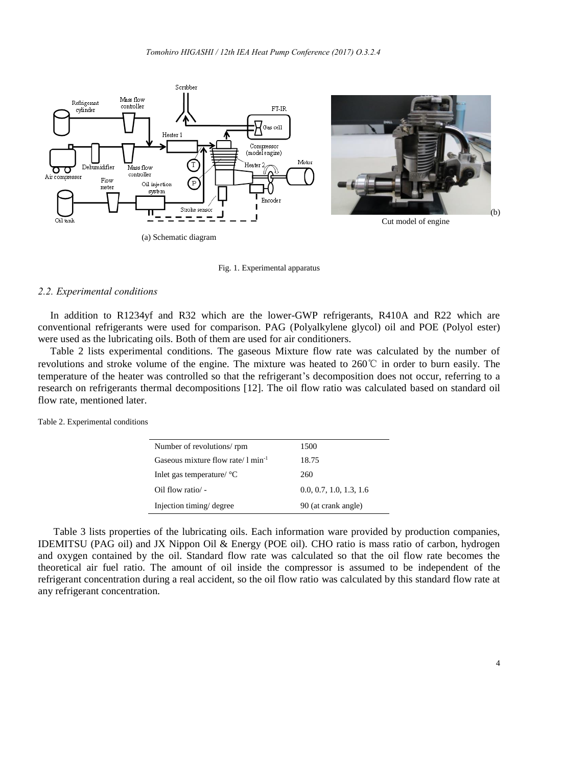(a) Schematic diagram

(b) Cut model of engine

Fig. 1. Experimental apparatus

### 2.2. Experimental conditions

In addition to R1234yf and R32 which are the lower-GWP refrigerants, R410A and R22 which are conventional refrigerants were used for comparison. PAG (Polyalkylene glycol) oil and POE (Polyol ester) were used as the lubricating oils. Both of them are used for air conditioners.

Table 2 lists experimental conditions. The gaseous Mixture flow rate was calculated by the number of revolutions and stroke volume of the engine. The mixture was heated to 260℃ in order to burn easily. The temperature of the heater was controlled so that the refrigerant's decomposition does not occur, referring to a research on refrigerants thermal decompositions [12]. The oil flow ratio was calculated based on standard oil flow rate, mentioned later.

Table 2. Experimental conditions

| | |
|---|---|
| Number of revolutions/ rpm | 1500 |
| Gaseous mixture flow rate/ l min$^{-1}$ | 18.75 |
| Inlet gas temperature/ °C | 260 |
| Oil flow ratio/ - | 0.0, 0.7, 1.0, 1.3, 1.6 |
| Injection timing/ degree | 90 (at crank angle) |

Table 3 lists properties of the lubricating oils. Each information ware provided by production companies, IDEMITSU (PAG oil) and JX Nippon Oil & Energy (POE oil). CHO ratio is mass ratio of carbon, hydrogen and oxygen contained by the oil. Standard flow rate was calculated so that the oil flow rate becomes the theoretical air fuel ratio. The amount of oil inside the compressor is assumed to be independent of the refrigerant concentration during a real accident, so the oil flow ratio was calculated by this standard flow rate at any refrigerant concentration.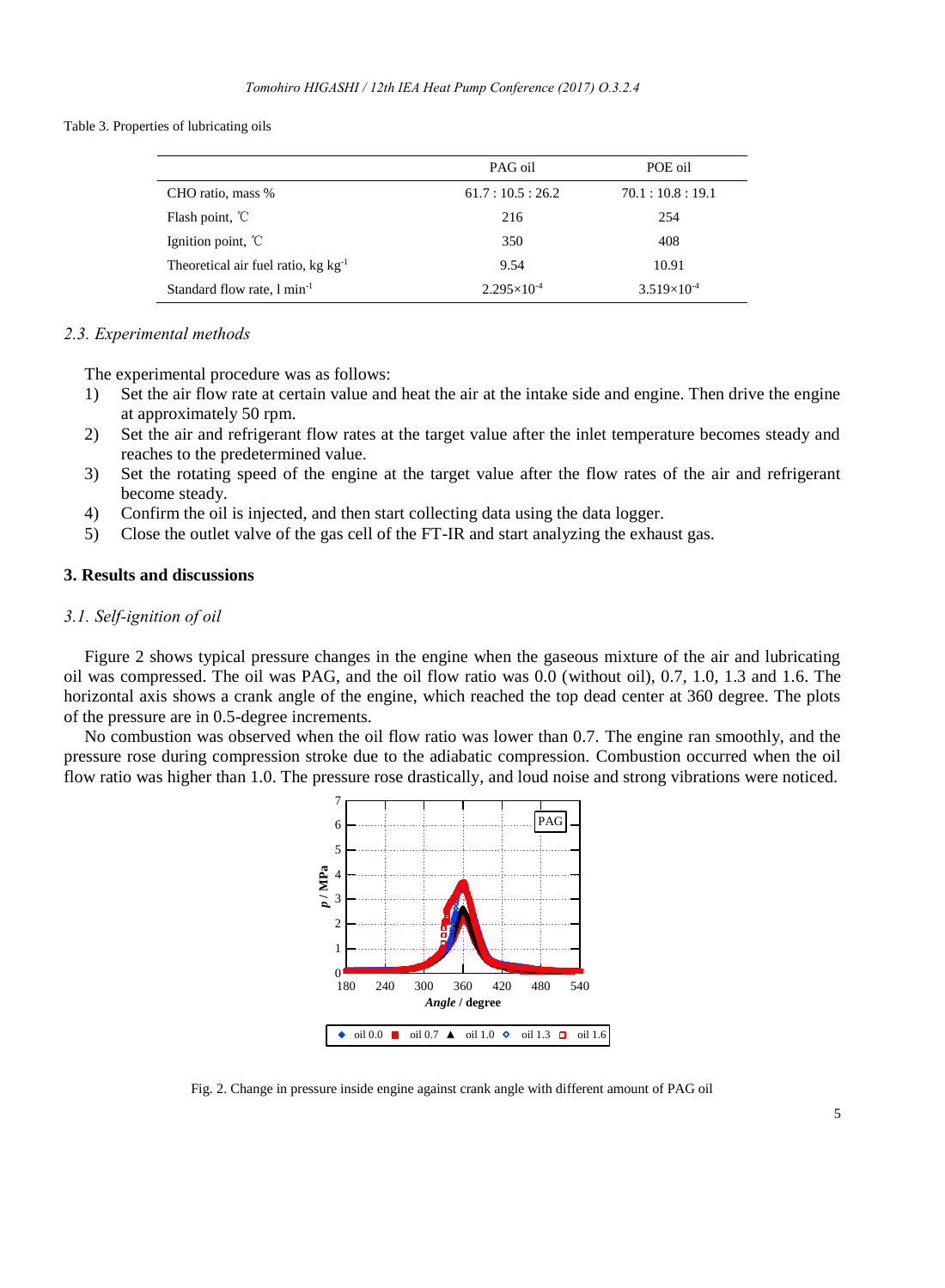Table 3. Properties of lubricating oils

| | PAG oil | POE oil |
|---|---|---|
| CHO ratio, mass % | 61.7 : 10.5 : 26.2 | 70.1 : 10.8 : 19.1 |
| Flash point, ℃ | 216 | 254 |
| Ignition point, ℃ | 350 | 408 |
| Theoretical air fuel ratio, kg kg$^{-1}$ | 9.54 | 10.91 |
| Standard flow rate, l min$^{-1}$ | $2.295\times10^{-4}$ | $3.519\times10^{-4}$ |

### *2.3. Experimental methods*

The experimental procedure was as follows:

1) Set the air flow rate at certain value and heat the air at the intake side and engine. Then drive the engine at approximately 50 rpm.
2) Set the air and refrigerant flow rates at the target value after the inlet temperature becomes steady and reaches to the predetermined value.
3) Set the rotating speed of the engine at the target value after the flow rates of the air and refrigerant become steady.
4) Confirm the oil is injected, and then start collecting data using the data logger.
5) Close the outlet valve of the gas cell of the FT-IR and start analyzing the exhaust gas.

## 3. Results and discussions

### *3.1. Self-ignition of oil*

Figure 2 shows typical pressure changes in the engine when the gaseous mixture of the air and lubricating oil was compressed. The oil was PAG, and the oil flow ratio was 0.0 (without oil), 0.7, 1.0, 1.3 and 1.6. The horizontal axis shows a crank angle of the engine, which reached the top dead center at 360 degree. The plots of the pressure are in 0.5-degree increments.

No combustion was observed when the oil flow ratio was lower than 0.7. The engine ran smoothly, and the pressure rose during compression stroke due to the adiabatic compression. Combustion occurred when the oil flow ratio was higher than 1.0. The pressure rose drastically, and loud noise and strong vibrations were noticed.

Fig. 2. Change in pressure inside engine against crank angle with different amount of PAG oil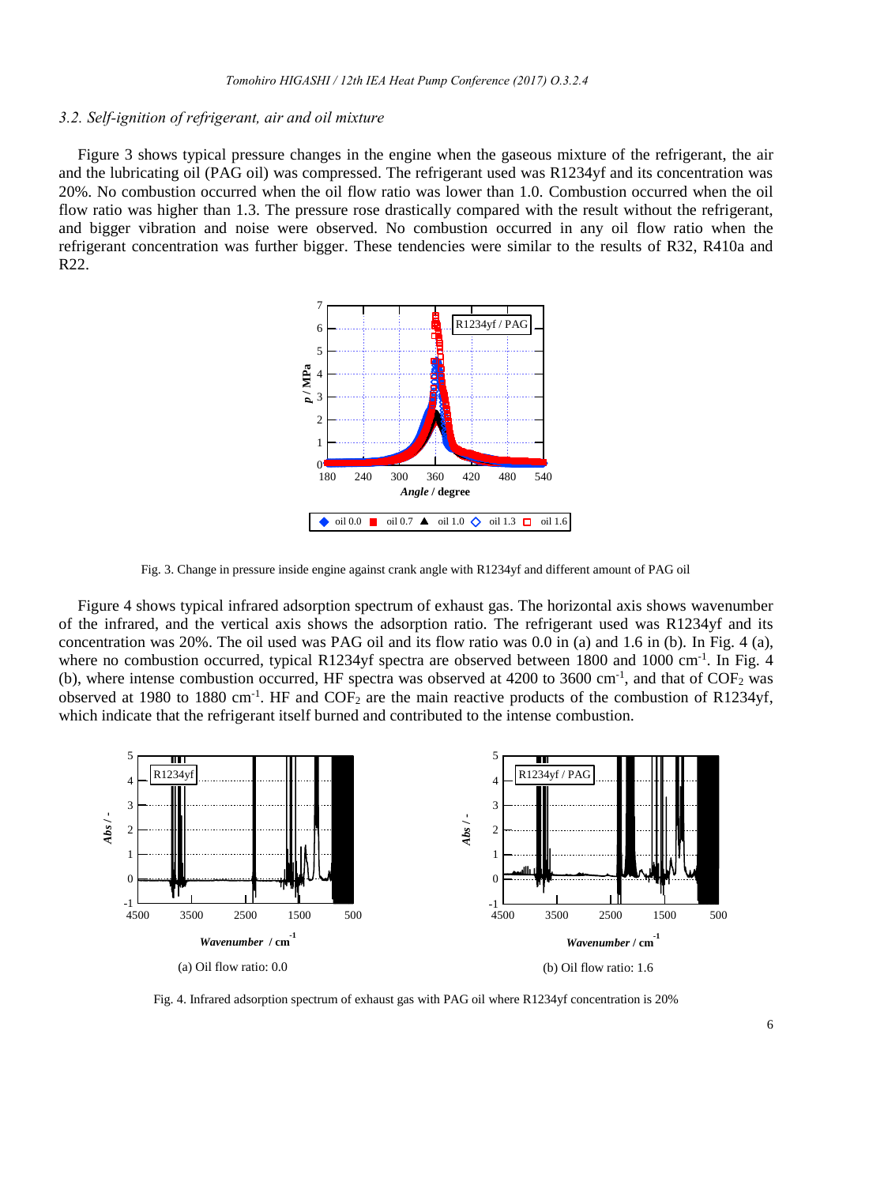### *3.2. Self-ignition of refrigerant, air and oil mixture*

Figure 3 shows typical pressure changes in the engine when the gaseous mixture of the refrigerant, the air and the lubricating oil (PAG oil) was compressed. The refrigerant used was R1234yf and its concentration was 20%. No combustion occurred when the oil flow ratio was lower than 1.0. Combustion occurred when the oil flow ratio was higher than 1.3. The pressure rose drastically compared with the result without the refrigerant, and bigger vibration and noise were observed. No combustion occurred in any oil flow ratio when the refrigerant concentration was further bigger. These tendencies were similar to the results of R32, R410a and R22.

Fig. 3. Change in pressure inside engine against crank angle with R1234yf and different amount of PAG oil

Figure 4 shows typical infrared adsorption spectrum of exhaust gas. The horizontal axis shows wavenumber of the infrared, and the vertical axis shows the adsorption ratio. The refrigerant used was R1234yf and its concentration was 20%. The oil used was PAG oil and its flow ratio was 0.0 in (a) and 1.6 in (b). In Fig. 4 (a), where no combustion occurred, typical R1234yf spectra are observed between 1800 and 1000 cm$^{-1}$. In Fig. 4 (b), where intense combustion occurred, HF spectra was observed at 4200 to 3600 cm$^{-1}$, and that of $COF_2$ was observed at 1980 to 1880 cm$^{-1}$. HF and $COF_2$ are the main reactive products of the combustion of R1234yf, which indicate that the refrigerant itself burned and contributed to the intense combustion.

(a) Oil flow ratio: 0.0

(b) Oil flow ratio: 1.6

Fig. 4. Infrared adsorption spectrum of exhaust gas with PAG oil where R1234yf concentration is 20%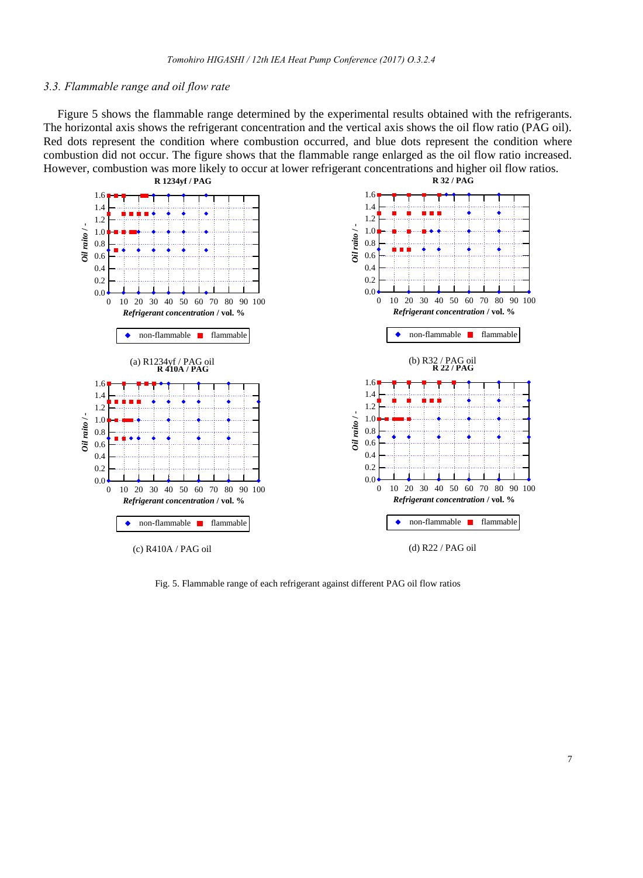### 3.3. Flammable range and oil flow rate

Figure 5 shows the flammable range determined by the experimental results obtained with the refrigerants. The horizontal axis shows the refrigerant concentration and the vertical axis shows the oil flow ratio (PAG oil). Red dots represent the condition where combustion occurred, and blue dots represent the condition where combustion did not occur. The figure shows that the flammable range enlarged as the oil flow ratio increased. However, combustion was more likely to occur at lower refrigerant concentrations and higher oil flow ratios.

(a) R1234yf / PAG oil

(b) R32 / PAG oil

(c) R410A / PAG oil

(d) R22 / PAG oil

Fig. 5. Flammable range of each refrigerant against different PAG oil flow ratios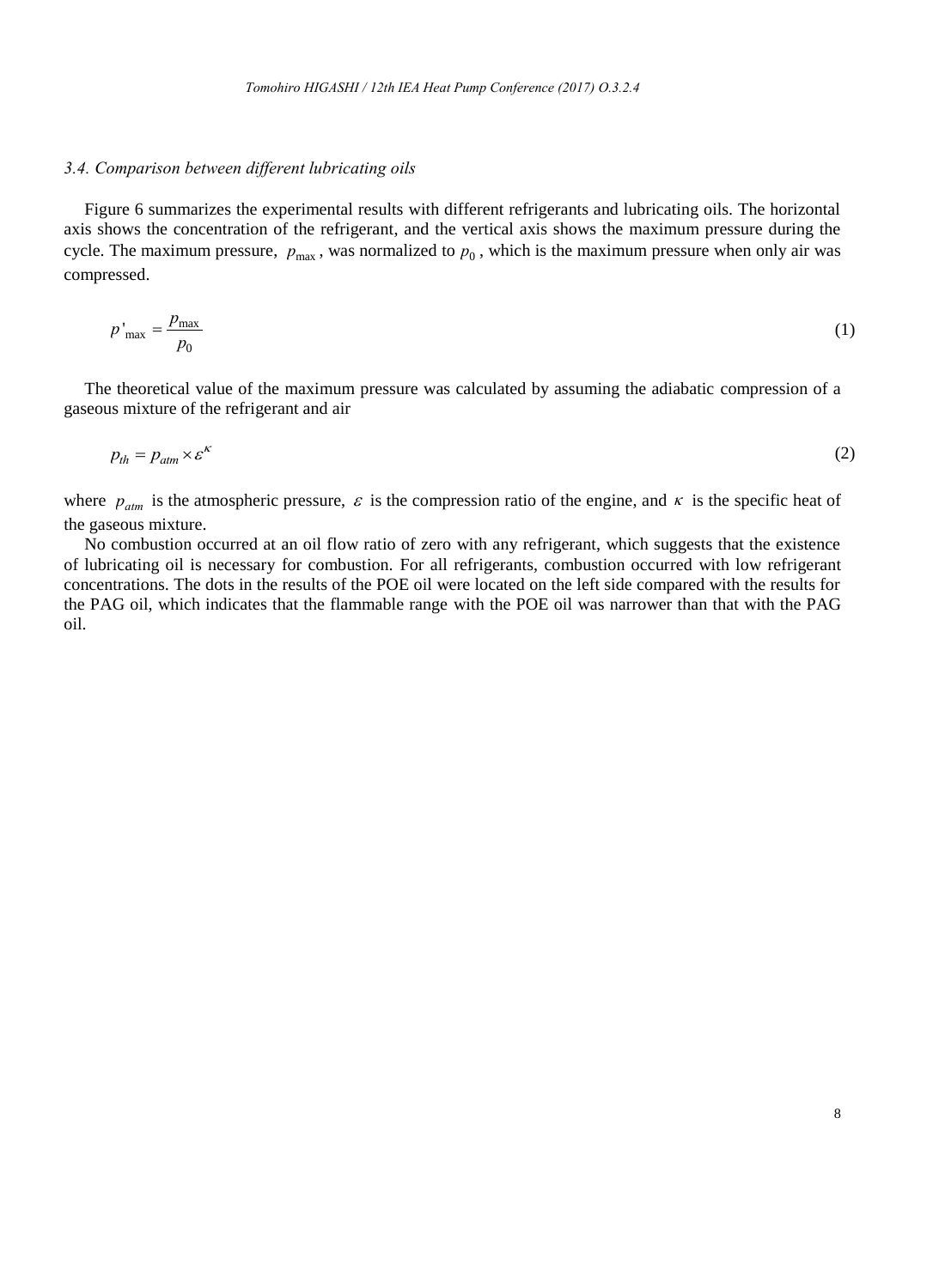### *3.4. Comparison between different lubricating oils*

Figure 6 summarizes the experimental results with different refrigerants and lubricating oils. The horizontal axis shows the concentration of the refrigerant, and the vertical axis shows the maximum pressure during the cycle. The maximum pressure, $p_{max}$, was normalized to $p_0$, which is the maximum pressure when only air was compressed.

$$p'_{max} = \frac{p_{max}}{p_0} \tag{1}$$

The theoretical value of the maximum pressure was calculated by assuming the adiabatic compression of a gaseous mixture of the refrigerant and air

$$p_{th} = p_{atm} \times \varepsilon^{\kappa} \tag{2}$$

where $p_{atm}$ is the atmospheric pressure, $\varepsilon$ is the compression ratio of the engine, and $\kappa$ is the specific heat of the gaseous mixture.

No combustion occurred at an oil flow ratio of zero with any refrigerant, which suggests that the existence of lubricating oil is necessary for combustion. For all refrigerants, combustion occurred with low refrigerant concentrations. The dots in the results of the POE oil were located on the left side compared with the results for the PAG oil, which indicates that the flammable range with the POE oil was narrower than that with the PAG oil.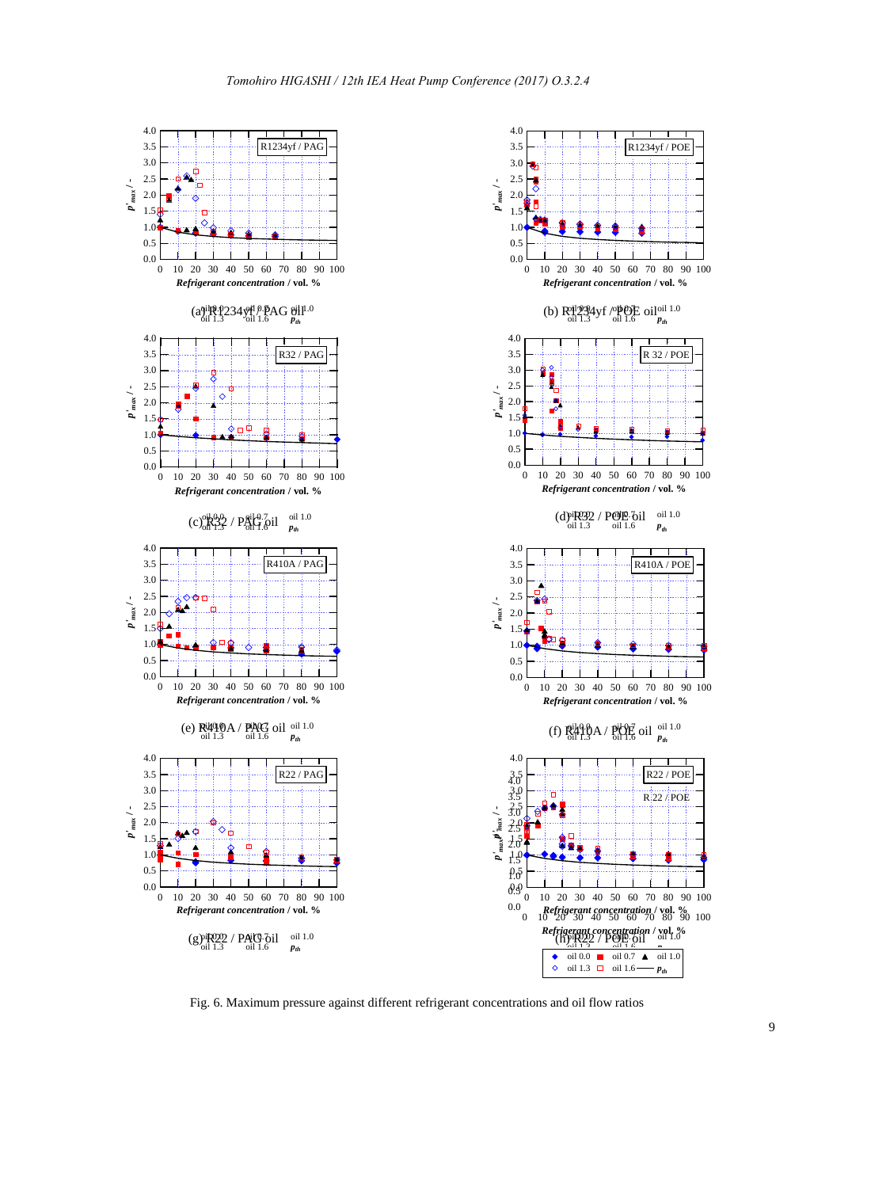(a) R1234yf / PAG oil

(b) R1234yf / POE oil

(c) R32 / PAG oil

(d) R32 / POE oil

(e) R410A / PAG oil

(f) R410A / POE oil

(g) R22 / PAG oil

(h) R22 / POE oil

Fig. 6. Maximum pressure against different refrigerant concentrations and oil flow ratios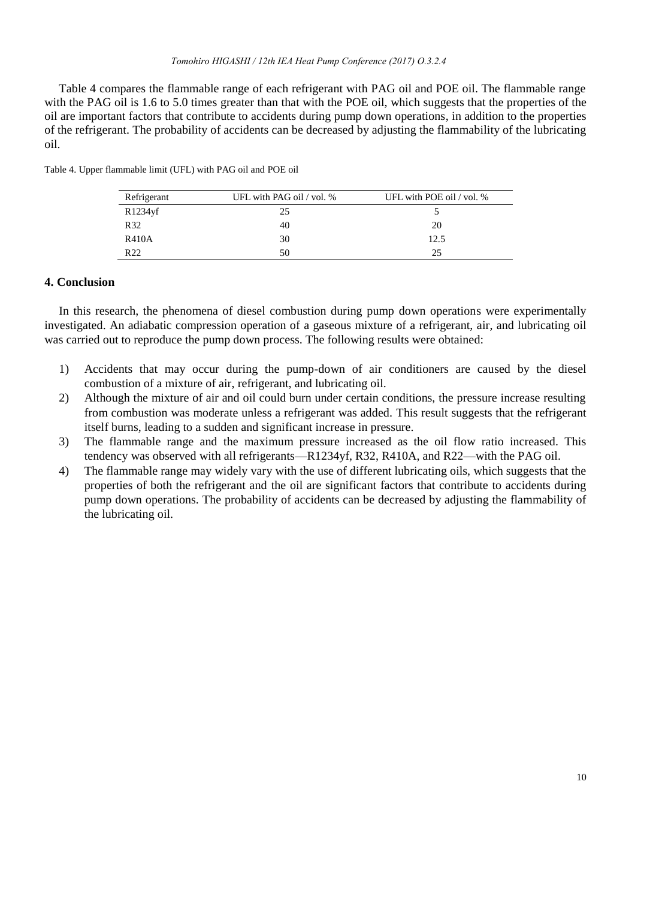Table 4 compares the flammable range of each refrigerant with PAG oil and POE oil. The flammable range with the PAG oil is 1.6 to 5.0 times greater than that with the POE oil, which suggests that the properties of the oil are important factors that contribute to accidents during pump down operations, in addition to the properties of the refrigerant. The probability of accidents can be decreased by adjusting the flammability of the lubricating oil.

Table 4. Upper flammable limit (UFL) with PAG oil and POE oil

| Refrigerant | UFL with PAG oil / vol. % | UFL with POE oil / vol. % |
|---|---|---|
| R1234yf | 25 | 5 |
| R32 | 40 | 20 |
| R410A | 30 | 12.5 |
| R22 | 50 | 25 |

## 4. Conclusion

In this research, the phenomena of diesel combustion during pump down operations were experimentally investigated. An adiabatic compression operation of a gaseous mixture of a refrigerant, air, and lubricating oil was carried out to reproduce the pump down process. The following results were obtained:

1) Accidents that may occur during the pump-down of air conditioners are caused by the diesel combustion of a mixture of air, refrigerant, and lubricating oil.
2) Although the mixture of air and oil could burn under certain conditions, the pressure increase resulting from combustion was moderate unless a refrigerant was added. This result suggests that the refrigerant itself burns, leading to a sudden and significant increase in pressure.
3) The flammable range and the maximum pressure increased as the oil flow ratio increased. This tendency was observed with all refrigerants—R1234yf, R32, R410A, and R22—with the PAG oil.
4) The flammable range may widely vary with the use of different lubricating oils, which suggests that the properties of both the refrigerant and the oil are significant factors that contribute to accidents during pump down operations. The probability of accidents can be decreased by adjusting the flammability of the lubricating oil.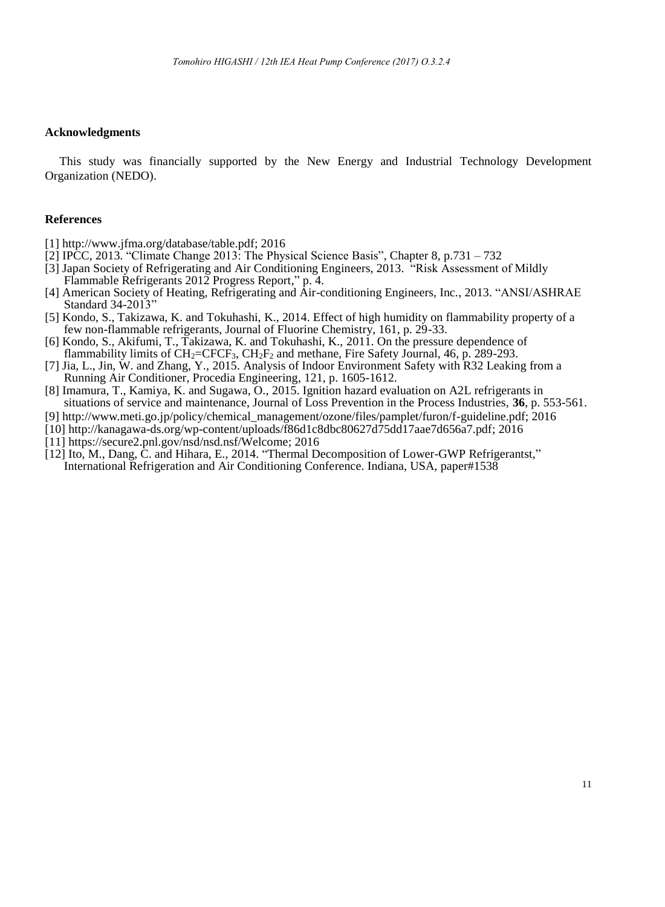## Acknowledgments

This study was financially supported by the New Energy and Industrial Technology Development Organization (NEDO).

## References

[1] http://www.jfma.org/database/table.pdf; 2016

[2] IPCC, 2013. "Climate Change 2013: The Physical Science Basis", Chapter 8, p.731 – 732

[3] Japan Society of Refrigerating and Air Conditioning Engineers, 2013. "Risk Assessment of Mildly Flammable Refrigerants 2012 Progress Report," p. 4.

[4] American Society of Heating, Refrigerating and Air-conditioning Engineers, Inc., 2013. "ANSI/ASHRAE Standard 34-2013"

[5] Kondo, S., Takizawa, K. and Tokuhashi, K., 2014. Effect of high humidity on flammability property of a few non-flammable refrigerants, Journal of Fluorine Chemistry, 161, p. 29-33.

[6] Kondo, S., Akifumi, T., Takizawa, K. and Tokuhashi, K., 2011. On the pressure dependence of flammability limits of $CH_2$=$CFCF_3$, $CH_2F_2$ and methane, Fire Safety Journal, 46, p. 289-293.

[7] Jia, L., Jin, W. and Zhang, Y., 2015. Analysis of Indoor Environment Safety with R32 Leaking from a Running Air Conditioner, Procedia Engineering, 121, p. 1605-1612.

[8] Imamura, T., Kamiya, K. and Sugawa, O., 2015. Ignition hazard evaluation on A2L refrigerants in situations of service and maintenance, Journal of Loss Prevention in the Process Industries, **36**, p. 553-561.

[9] http://www.meti.go.jp/policy/chemical_management/ozone/files/pamplet/furon/f-guideline.pdf; 2016

[10] http://kanagawa-ds.org/wp-content/uploads/f86d1c8dbc80627d75dd17aae7d656a7.pdf; 2016

[11] https://secure2.pnl.gov/nsd/nsd.nsf/Welcome; 2016

[12] Ito, M., Dang, C. and Hihara, E., 2014. "Thermal Decomposition of Lower-GWP Refrigerantst," International Refrigeration and Air Conditioning Conference. Indiana, USA, paper#1538